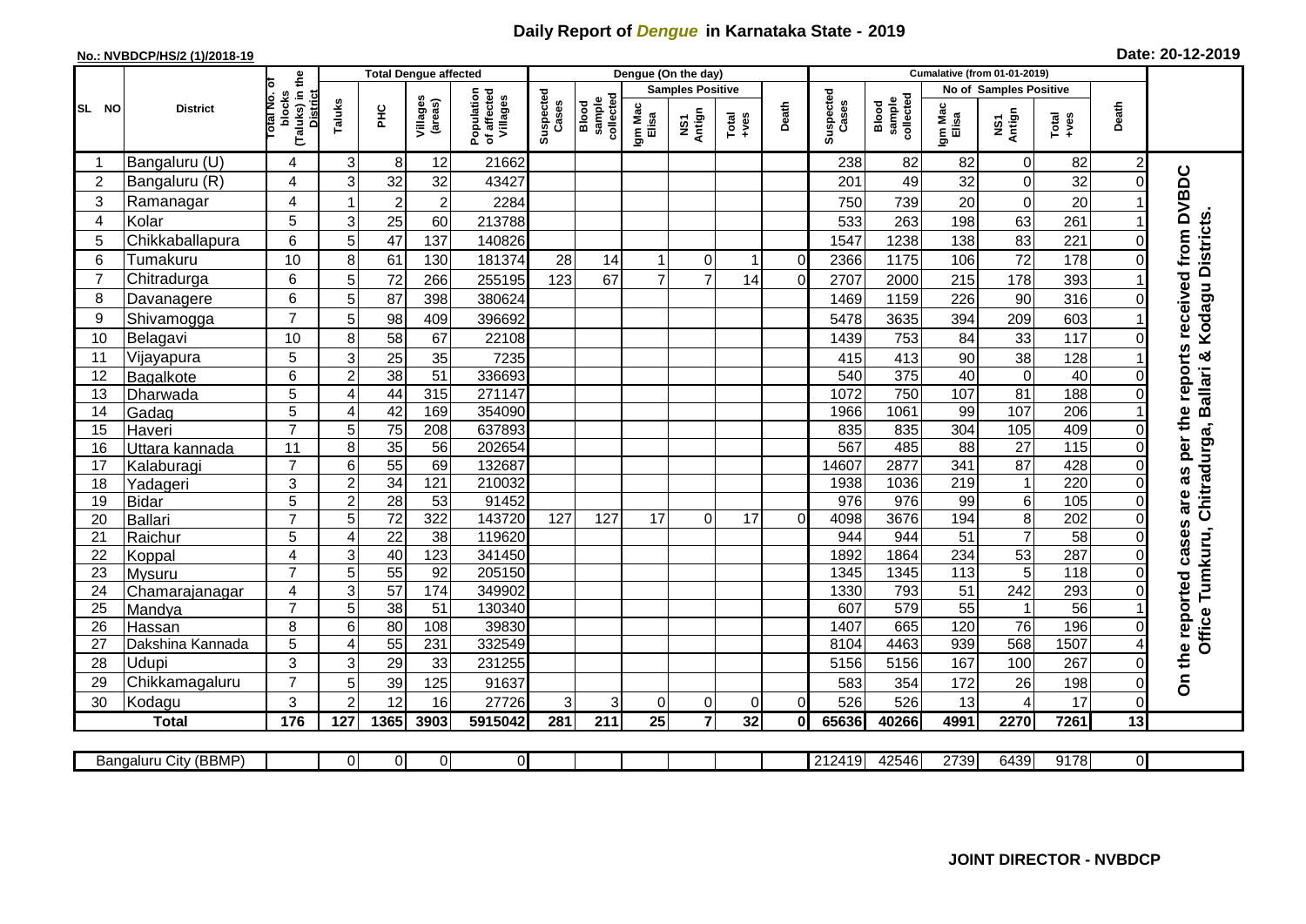# Daily Report of *Dengue* in Karnataka State - 2019

**No.: NVBDCP/HS/2 (1)/2018-19** **Date: 20-12-2019**

| SL NO | District | Total No. of blocks (Taluks) in the District | Total Dengue affected | | | | Dengue (On the day) | | | | | | | Cumalative (from 01-01-2019) | | | | | | | |
|---|---|---|---|---|---|---|---|---|---|---|---|---|---|---|---|---|---|---|---|---|
| | | | Taluks | PHC | Villages (areas) | Population of affected Villages | Suspected Cases | Blood sample collected | Samples Positive | | | Death | Suspected Cases | Blood sample collected | No of Samples Positive | | | Death | |
| | | | | | | | | | Igm Mac Elisa | NS1 Antign | Total +ves | | | | Igm Mac Elisa | NS1 Antign | Total +ves | | |
| 1 | Bangaluru (U) | 4 | 3 | 8 | 12 | 21662 | | | | | | | 238 | 82 | 82 | 0 | 82 | 2 | On the reported cases are as per the reports received from DVBDC Office Tumkuru, Chitradurga, Ballari & Kodagu Districts. |
| 2 | Bangaluru (R) | 4 | 3 | 32 | 32 | 43427 | | | | | | | 201 | 49 | 32 | 0 | 32 | 0 | |
| 3 | Ramanagar | 4 | 1 | 2 | 2 | 2284 | | | | | | | 750 | 739 | 20 | 0 | 20 | 1 | |
| 4 | Kolar | 5 | 3 | 25 | 60 | 213788 | | | | | | | 533 | 263 | 198 | 63 | 261 | 1 | |
| 5 | Chikkaballapura | 6 | 5 | 47 | 137 | 140826 | | | | | | | 1547 | 1238 | 138 | 83 | 221 | 0 | |
| 6 | Tumakuru | 10 | 8 | 61 | 130 | 181374 | 28 | 14 | 1 | 0 | 1 | 0 | 2366 | 1175 | 106 | 72 | 178 | 0 | |
| 7 | Chitradurga | 6 | 5 | 72 | 266 | 255195 | 123 | 67 | 7 | 7 | 14 | 0 | 2707 | 2000 | 215 | 178 | 393 | 1 | |
| 8 | Davanagere | 6 | 5 | 87 | 398 | 380624 | | | | | | | 1469 | 1159 | 226 | 90 | 316 | 0 | |
| 9 | Shivamogga | 7 | 5 | 98 | 409 | 396692 | | | | | | | 5478 | 3635 | 394 | 209 | 603 | 1 | |
| 10 | Belagavi | 10 | 8 | 58 | 67 | 22108 | | | | | | | 1439 | 753 | 84 | 33 | 117 | 0 | |
| 11 | Vijayapura | 5 | 3 | 25 | 35 | 7235 | | | | | | | 415 | 413 | 90 | 38 | 128 | 1 | |
| 12 | Bagalkote | 6 | 2 | 38 | 51 | 336693 | | | | | | | 540 | 375 | 40 | 0 | 40 | 0 | |
| 13 | Dharwada | 5 | 4 | 44 | 315 | 271147 | | | | | | | 1072 | 750 | 107 | 81 | 188 | 0 | |
| 14 | Gadag | 5 | 4 | 42 | 169 | 354090 | | | | | | | 1966 | 1061 | 99 | 107 | 206 | 1 | |
| 15 | Haveri | 7 | 5 | 75 | 208 | 637893 | | | | | | | 835 | 835 | 304 | 105 | 409 | 0 | |
| 16 | Uttara kannada | 11 | 8 | 35 | 56 | 202654 | | | | | | | 567 | 485 | 88 | 27 | 115 | 0 | |
| 17 | Kalaburagi | 7 | 6 | 55 | 69 | 132687 | | | | | | | 14607 | 2877 | 341 | 87 | 428 | 0 | |
| 18 | Yadageri | 3 | 2 | 34 | 121 | 210032 | | | | | | | 1938 | 1036 | 219 | 1 | 220 | 0 | |
| 19 | Bidar | 5 | 2 | 28 | 53 | 91452 | | | | | | | 976 | 976 | 99 | 6 | 105 | 0 | |
| 20 | Ballari | 7 | 5 | 72 | 322 | 143720 | 127 | 127 | 17 | 0 | 17 | 0 | 4098 | 3676 | 194 | 8 | 202 | 0 | |
| 21 | Raichur | 5 | 4 | 22 | 38 | 119620 | | | | | | | 944 | 944 | 51 | 7 | 58 | 0 | |
| 22 | Koppal | 4 | 3 | 40 | 123 | 341450 | | | | | | | 1892 | 1864 | 234 | 53 | 287 | 0 | |
| 23 | Mysuru | 7 | 5 | 55 | 92 | 205150 | | | | | | | 1345 | 1345 | 113 | 5 | 118 | 0 | |
| 24 | Chamarajanagar | 4 | 3 | 57 | 174 | 349902 | | | | | | | 1330 | 793 | 51 | 242 | 293 | 0 | |
| 25 | Mandya | 7 | 5 | 38 | 51 | 130340 | | | | | | | 607 | 579 | 55 | 1 | 56 | 1 | |
| 26 | Hassan | 8 | 6 | 80 | 108 | 39830 | | | | | | | 1407 | 665 | 120 | 76 | 196 | 0 | |
| 27 | Dakshina Kannada | 5 | 4 | 55 | 231 | 332549 | | | | | | | 8104 | 4463 | 939 | 568 | 1507 | 4 | |
| 28 | Udupi | 3 | 3 | 29 | 33 | 231255 | | | | | | | 5156 | 5156 | 167 | 100 | 267 | 0 | |
| 29 | Chikkamagaluru | 7 | 5 | 39 | 125 | 91637 | | | | | | | 583 | 354 | 172 | 26 | 198 | 0 | |
| 30 | Kodagu | 3 | 2 | 12 | 16 | 27726 | 3 | 3 | 0 | 0 | 0 | 0 | 526 | 526 | 13 | 4 | 17 | 0 | |
| **Total** | | **176** | **127** | **1365** | **3903** | **5915042** | **281** | **211** | **25** | **7** | **32** | **0** | **65636** | **40266** | **4991** | **2270** | **7261** | **13** | |

| Bangaluru City (BBMP) | | 0 | 0 | 0 | 0 | | | | | | | 212419 | 42546 | 2739 | 6439 | 9178 | 0 | |
|---|---|---|---|---|---|---|---|---|---|---|---|---|---|---|---|---|---|---|

**JOINT DIRECTOR - NVBDCP**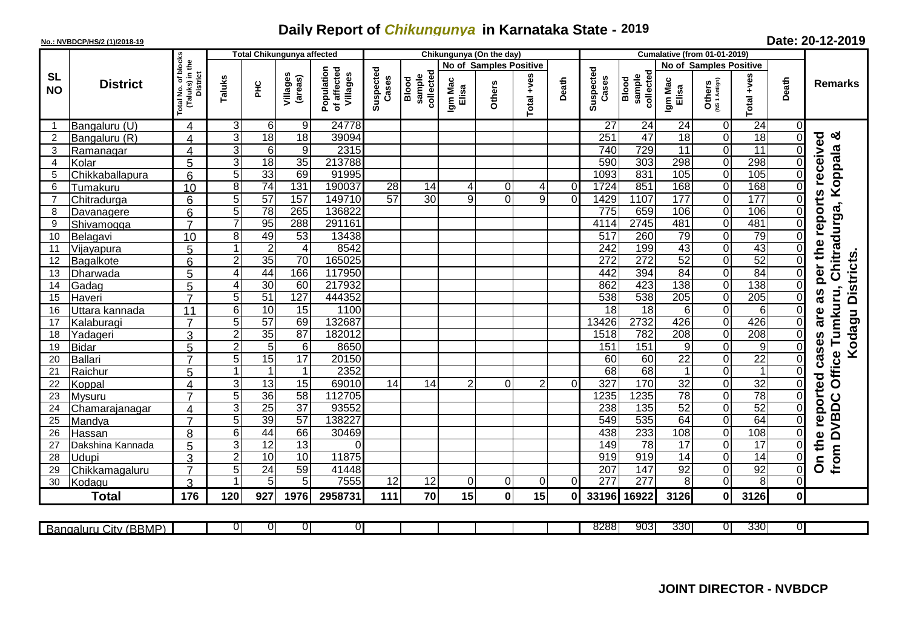# Daily Report of *Chikungunya* in Karnataka State - 2019

**No.: NVBDCP/HS/2 (1)/2018-19**

**Date: 20-12-2019**

| SL NO | District | Total No. of blocks (Taluks) in the District | Total Chikungunya affected | | | | Chikungunya (On the day) | | | | | | Cumalative (from 01-01-2019) | | | | | | Remarks |
|---|---|---|---|---|---|---|---|---|---|---|---|---|---|---|---|---|---|---|---|
| | | | Taluks | PHC | Villages (areas) | Population of affected Villages | Suspected Cases | Blood sample collected | No of Samples Positive | | | Death | Suspected Cases | Blood sample collected | No of Samples Positive | | | Death | |
| | | | | | | | | | Igm Mac Elisa | Others | Total +ves | | | | Igm Mac Elisa | Others (NS 1 Antign) | Total +ves | | |
| 1 | Bangaluru (U) | 4 | 3 | 6 | 9 | 24778 | | | | | | | 27 | 24 | 24 | 0 | 24 | 0 | On the reported cases are as per the reports received from DVBDC Office Tumkuru, Chitradurga, Koppala & Kodagu Districts. |
| 2 | Bangaluru (R) | 4 | 3 | 18 | 18 | 39094 | | | | | | | 251 | 47 | 18 | 0 | 18 | 0 | |
| 3 | Ramanagar | 4 | 3 | 6 | 9 | 2315 | | | | | | | 740 | 729 | 11 | 0 | 11 | 0 | |
| 4 | Kolar | 5 | 3 | 18 | 35 | 213788 | | | | | | | 590 | 303 | 298 | 0 | 298 | 0 | |
| 5 | Chikkaballapura | 6 | 5 | 33 | 69 | 91995 | | | | | | | 1093 | 831 | 105 | 0 | 105 | 0 | |
| 6 | Tumakuru | 10 | 8 | 74 | 131 | 190037 | 28 | 14 | 4 | 0 | 4 | 0 | 1724 | 851 | 168 | 0 | 168 | 0 | |
| 7 | Chitradurga | 6 | 5 | 57 | 157 | 149710 | 57 | 30 | 9 | 0 | 9 | 0 | 1429 | 1107 | 177 | 0 | 177 | 0 | |
| 8 | Davanagere | 6 | 5 | 78 | 265 | 136822 | | | | | | | 775 | 659 | 106 | 0 | 106 | 0 | |
| 9 | Shivamogga | 7 | 7 | 95 | 288 | 291161 | | | | | | | 4114 | 2745 | 481 | 0 | 481 | 0 | |
| 10 | Belagavi | 10 | 8 | 49 | 53 | 13438 | | | | | | | 517 | 260 | 79 | 0 | 79 | 0 | |
| 11 | Vijayapura | 5 | 1 | 2 | 4 | 8542 | | | | | | | 242 | 199 | 43 | 0 | 43 | 0 | |
| 12 | Bagalkote | 6 | 2 | 35 | 70 | 165025 | | | | | | | 272 | 272 | 52 | 0 | 52 | 0 | |
| 13 | Dharwada | 5 | 4 | 44 | 166 | 117950 | | | | | | | 442 | 394 | 84 | 0 | 84 | 0 | |
| 14 | Gadag | 5 | 4 | 30 | 60 | 217932 | | | | | | | 862 | 423 | 138 | 0 | 138 | 0 | |
| 15 | Haveri | 7 | 5 | 51 | 127 | 444352 | | | | | | | 538 | 538 | 205 | 0 | 205 | 0 | |
| 16 | Uttara kannada | 11 | 6 | 10 | 15 | 1100 | | | | | | | 18 | 18 | 6 | 0 | 6 | 0 | |
| 17 | Kalaburagi | 7 | 5 | 57 | 69 | 132687 | | | | | | | 13426 | 2732 | 426 | 0 | 426 | 0 | |
| 18 | Yadageri | 3 | 2 | 35 | 87 | 182012 | | | | | | | 1518 | 782 | 208 | 0 | 208 | 0 | |
| 19 | Bidar | 5 | 2 | 5 | 6 | 8650 | | | | | | | 151 | 151 | 9 | 0 | 9 | 0 | |
| 20 | Ballari | 7 | 5 | 15 | 17 | 20150 | | | | | | | 60 | 60 | 22 | 0 | 22 | 0 | |
| 21 | Raichur | 5 | 1 | 1 | 1 | 2352 | | | | | | | 68 | 68 | 1 | 0 | 1 | 0 | |
| 22 | Koppal | 4 | 3 | 13 | 15 | 69010 | 14 | 14 | 2 | 0 | 2 | 0 | 327 | 170 | 32 | 0 | 32 | 0 | |
| 23 | Mysuru | 7 | 5 | 36 | 58 | 112705 | | | | | | | 1235 | 1235 | 78 | 0 | 78 | 0 | |
| 24 | Chamarajanagar | 4 | 3 | 25 | 37 | 93552 | | | | | | | 238 | 135 | 52 | 0 | 52 | 0 | |
| 25 | Mandya | 7 | 5 | 39 | 57 | 138227 | | | | | | | 549 | 535 | 64 | 0 | 64 | 0 | |
| 26 | Hassan | 8 | 6 | 44 | 66 | 30469 | | | | | | | 438 | 233 | 108 | 0 | 108 | 0 | |
| 27 | Dakshina Kannada | 5 | 3 | 12 | 13 | 0 | | | | | | | 149 | 78 | 17 | 0 | 17 | 0 | |
| 28 | Udupi | 3 | 2 | 10 | 10 | 11875 | | | | | | | 919 | 919 | 14 | 0 | 14 | 0 | |
| 29 | Chikkamagaluru | 7 | 5 | 24 | 59 | 41448 | | | | | | | 207 | 147 | 92 | 0 | 92 | 0 | |
| 30 | Kodagu | 3 | 1 | 5 | 5 | 7555 | 12 | 12 | 0 | 0 | 0 | 0 | 277 | 277 | 8 | 0 | 8 | 0 | |
| | **Total** | **176** | **120** | **927** | **1976** | **2958731** | **111** | **70** | **15** | **0** | **15** | **0** | **33196** | **16922** | **3126** | **0** | **3126** | **0** | |

| | | | | | | | | | | | | | | | | | |
|---|---|---|---|---|---|---|---|---|---|---|---|---|---|---|---|---|---|
| Bangaluru City (BBMP) | | 0 | 0 | 0 | 0 | | | | | | | 8288 | 903 | 330 | 0 | 330 | 0 |

**JOINT DIRECTOR - NVBDCP**